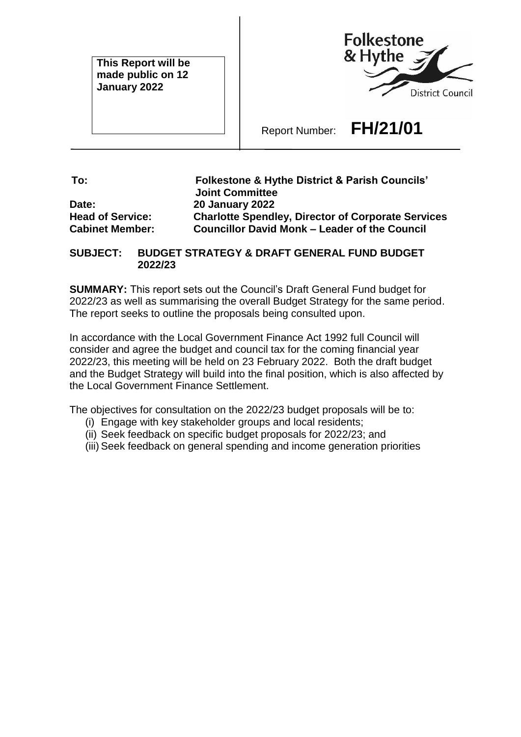**This Report will be made public on 12 January 2022**

Folkestone & Hythe District Council

Report Number: **FH/21/01**

| | |
|---|---|
| **To:** | **Folkestone & Hythe District & Parish Councils' Joint Committee** |
| **Date:** | **20 January 2022** |
| **Head of Service:** | **Charlotte Spendley, Director of Corporate Services** |
| **Cabinet Member:** | **Councillor David Monk – Leader of the Council** |

**SUBJECT: BUDGET STRATEGY & DRAFT GENERAL FUND BUDGET 2022/23**

**SUMMARY:** This report sets out the Council's Draft General Fund budget for 2022/23 as well as summarising the overall Budget Strategy for the same period. The report seeks to outline the proposals being consulted upon.

In accordance with the Local Government Finance Act 1992 full Council will consider and agree the budget and council tax for the coming financial year 2022/23, this meeting will be held on 23 February 2022. Both the draft budget and the Budget Strategy will build into the final position, which is also affected by the Local Government Finance Settlement.

The objectives for consultation on the 2022/23 budget proposals will be to:

(i) Engage with key stakeholder groups and local residents;
(ii) Seek feedback on specific budget proposals for 2022/23; and
(iii) Seek feedback on general spending and income generation priorities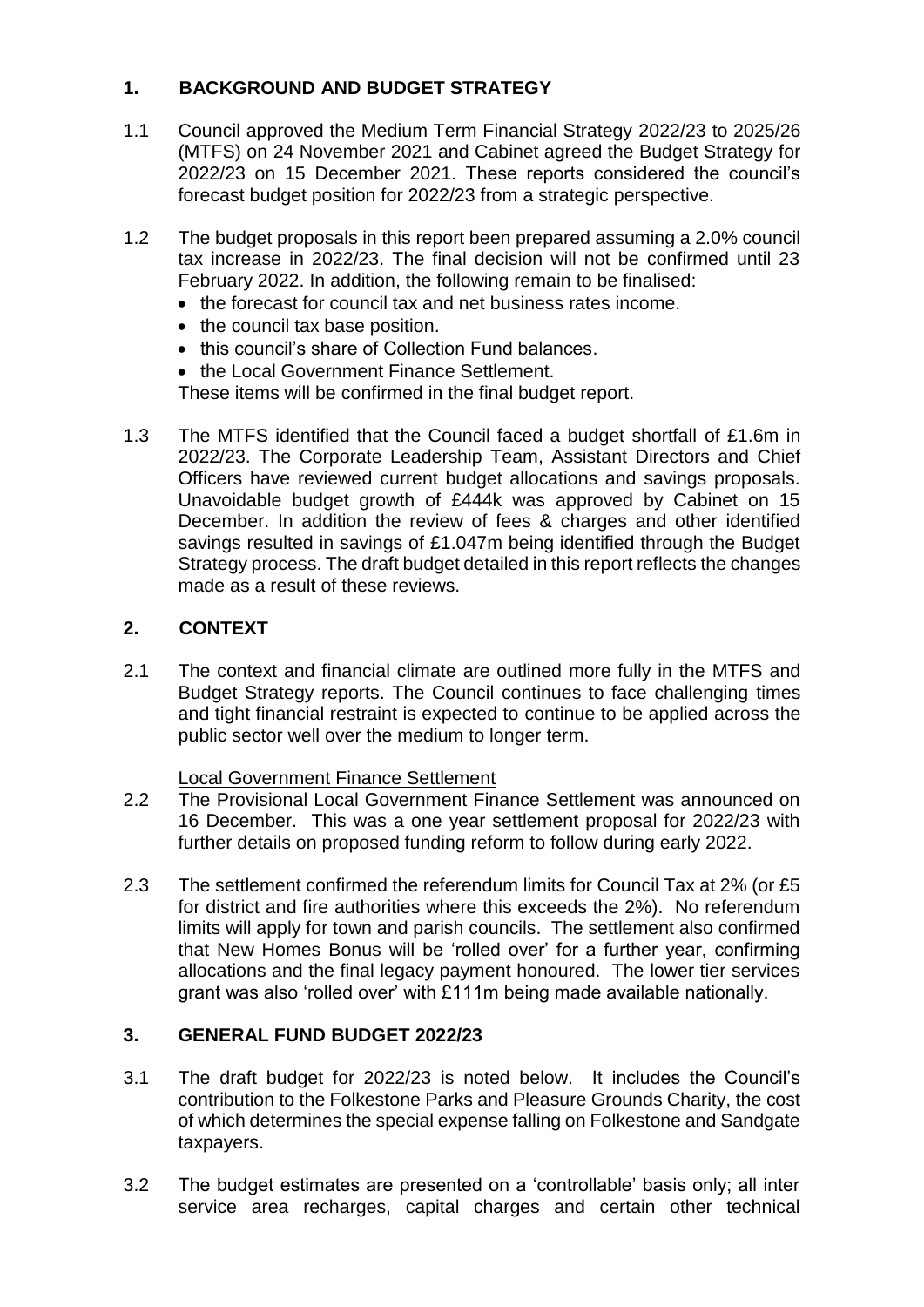## 1. BACKGROUND AND BUDGET STRATEGY

1.1 Council approved the Medium Term Financial Strategy 2022/23 to 2025/26 (MTFS) on 24 November 2021 and Cabinet agreed the Budget Strategy for 2022/23 on 15 December 2021. These reports considered the council's forecast budget position for 2022/23 from a strategic perspective.

1.2 The budget proposals in this report been prepared assuming a 2.0% council tax increase in 2022/23. The final decision will not be confirmed until 23 February 2022. In addition, the following remain to be finalised:

- the forecast for council tax and net business rates income.
- the council tax base position.
- this council's share of Collection Fund balances.
- the Local Government Finance Settlement.

These items will be confirmed in the final budget report.

1.3 The MTFS identified that the Council faced a budget shortfall of £1.6m in 2022/23. The Corporate Leadership Team, Assistant Directors and Chief Officers have reviewed current budget allocations and savings proposals. Unavoidable budget growth of £444k was approved by Cabinet on 15 December. In addition the review of fees & charges and other identified savings resulted in savings of £1.047m being identified through the Budget Strategy process. The draft budget detailed in this report reflects the changes made as a result of these reviews.

## 2. CONTEXT

2.1 The context and financial climate are outlined more fully in the MTFS and Budget Strategy reports. The Council continues to face challenging times and tight financial restraint is expected to continue to be applied across the public sector well over the medium to longer term.

Local Government Finance Settlement

2.2 The Provisional Local Government Finance Settlement was announced on 16 December. This was a one year settlement proposal for 2022/23 with further details on proposed funding reform to follow during early 2022.

2.3 The settlement confirmed the referendum limits for Council Tax at 2% (or £5 for district and fire authorities where this exceeds the 2%). No referendum limits will apply for town and parish councils. The settlement also confirmed that New Homes Bonus will be 'rolled over' for a further year, confirming allocations and the final legacy payment honoured. The lower tier services grant was also 'rolled over' with £111m being made available nationally.

## 3. GENERAL FUND BUDGET 2022/23

3.1 The draft budget for 2022/23 is noted below. It includes the Council's contribution to the Folkestone Parks and Pleasure Grounds Charity, the cost of which determines the special expense falling on Folkestone and Sandgate taxpayers.

3.2 The budget estimates are presented on a 'controllable' basis only; all inter service area recharges, capital charges and certain other technical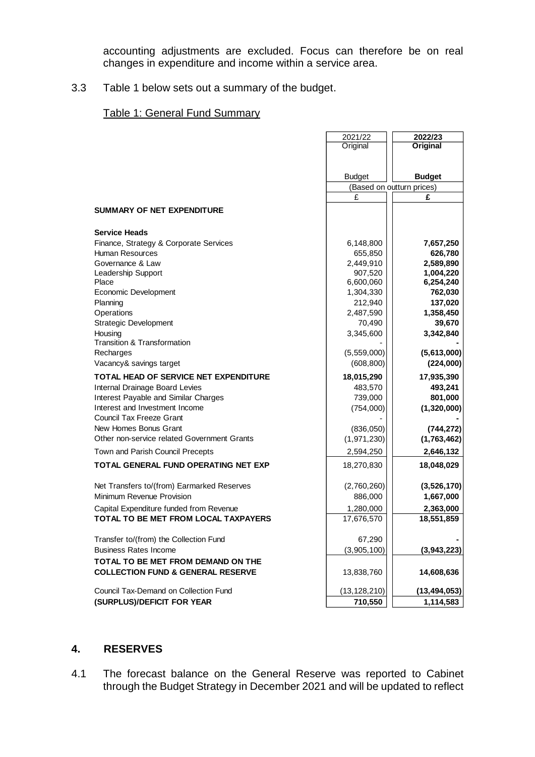accounting adjustments are excluded. Focus can therefore be on real changes in expenditure and income within a service area.

3.3 Table 1 below sets out a summary of the budget.

Table 1: General Fund Summary

| | 2021/22 Original Budget | **2022/23 Original Budget** |
|---|---|---|
| | (Based on outturn prices) | |
| | £ | **£** |
| **SUMMARY OF NET EXPENDITURE** | | |
| **Service Heads** | | |
| Finance, Strategy & Corporate Services | 6,148,800 | **7,657,250** |
| Human Resources | 655,850 | **626,780** |
| Governance & Law | 2,449,910 | **2,589,890** |
| Leadership Support | 907,520 | **1,004,220** |
| Place | 6,600,060 | **6,254,240** |
| Economic Development | 1,304,330 | **762,030** |
| Planning | 212,940 | **137,020** |
| Operations | 2,487,590 | **1,358,450** |
| Strategic Development | 70,490 | **39,670** |
| Housing | 3,345,600 | **3,342,840** |
| Transition & Transformation | - | **-** |
| Recharges | (5,559,000) | **(5,613,000)** |
| Vacancy& savings target | (608,800) | **(224,000)** |
| **TOTAL HEAD OF SERVICE NET EXPENDITURE** | **18,015,290** | 17,935,390 |
| Internal Drainage Board Levies | 483,570 | **493,241** |
| Interest Payable and Similar Charges | 739,000 | **801,000** |
| Interest and Investment Income | (754,000) | **(1,320,000)** |
| Council Tax Freeze Grant | - | **-** |
| New Homes Bonus Grant | (836,050) | **(744,272)** |
| Other non-service related Government Grants | (1,971,230) | **(1,763,462)** |
| Town and Parish Council Precepts | 2,594,250 | **2,646,132** |
| **TOTAL GENERAL FUND OPERATING NET EXP** | 18,270,830 | **18,048,029** |
| Net Transfers to/(from) Earmarked Reserves | (2,760,260) | **(3,526,170)** |
| Minimum Revenue Provision | 886,000 | **1,667,000** |
| Capital Expenditure funded from Revenue | 1,280,000 | **2,363,000** |
| **TOTAL TO BE MET FROM LOCAL TAXPAYERS** | 17,676,570 | **18,551,859** |
| Transfer to/(from) the Collection Fund | 67,290 | **-** |
| Business Rates Income | (3,905,100) | **(3,943,223)** |
| **TOTAL TO BE MET FROM DEMAND ON THE COLLECTION FUND & GENERAL RESERVE** | 13,838,760 | **14,608,636** |
| Council Tax-Demand on Collection Fund | (13,128,210) | **(13,494,053)** |
| **(SURPLUS)/DEFICIT FOR YEAR** | **710,550** | **1,114,583** |

## 4. RESERVES

4.1 The forecast balance on the General Reserve was reported to Cabinet through the Budget Strategy in December 2021 and will be updated to reflect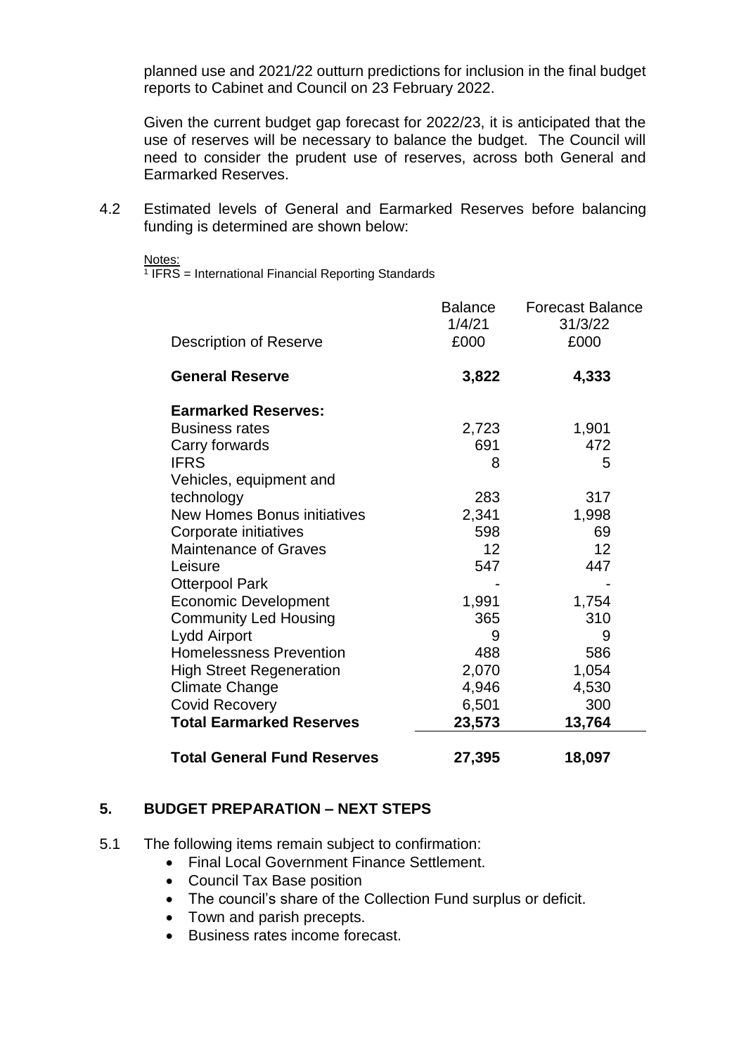planned use and 2021/22 outturn predictions for inclusion in the final budget reports to Cabinet and Council on 23 February 2022.

Given the current budget gap forecast for 2022/23, it is anticipated that the use of reserves will be necessary to balance the budget. The Council will need to consider the prudent use of reserves, across both General and Earmarked Reserves.

4.2 Estimated levels of General and Earmarked Reserves before balancing funding is determined are shown below:

Notes:
[1] IFRS = International Financial Reporting Standards

| Description of Reserve | Balance 1/4/21 £000 | Forecast Balance 31/3/22 £000 |
|---|---|---|
| **General Reserve** | **3,822** | **4,333** |
| **Earmarked Reserves:** | | |
| Business rates | 2,723 | 1,901 |
| Carry forwards | 691 | 472 |
| IFRS | 8 | 5 |
| Vehicles, equipment and technology | 283 | 317 |
| New Homes Bonus initiatives | 2,341 | 1,998 |
| Corporate initiatives | 598 | 69 |
| Maintenance of Graves | 12 | 12 |
| Leisure | 547 | 447 |
| Otterpool Park | - | - |
| Economic Development | 1,991 | 1,754 |
| Community Led Housing | 365 | 310 |
| Lydd Airport | 9 | 9 |
| Homelessness Prevention | 488 | 586 |
| High Street Regeneration | 2,070 | 1,054 |
| Climate Change | 4,946 | 4,530 |
| Covid Recovery | 6,501 | 300 |
| **Total Earmarked Reserves** | **23,573** | **13,764** |
| **Total General Fund Reserves** | **27,395** | **18,097** |

## 5. BUDGET PREPARATION – NEXT STEPS

5.1 The following items remain subject to confirmation:

- Final Local Government Finance Settlement.
- Council Tax Base position
- The council's share of the Collection Fund surplus or deficit.
- Town and parish precepts.
- Business rates income forecast.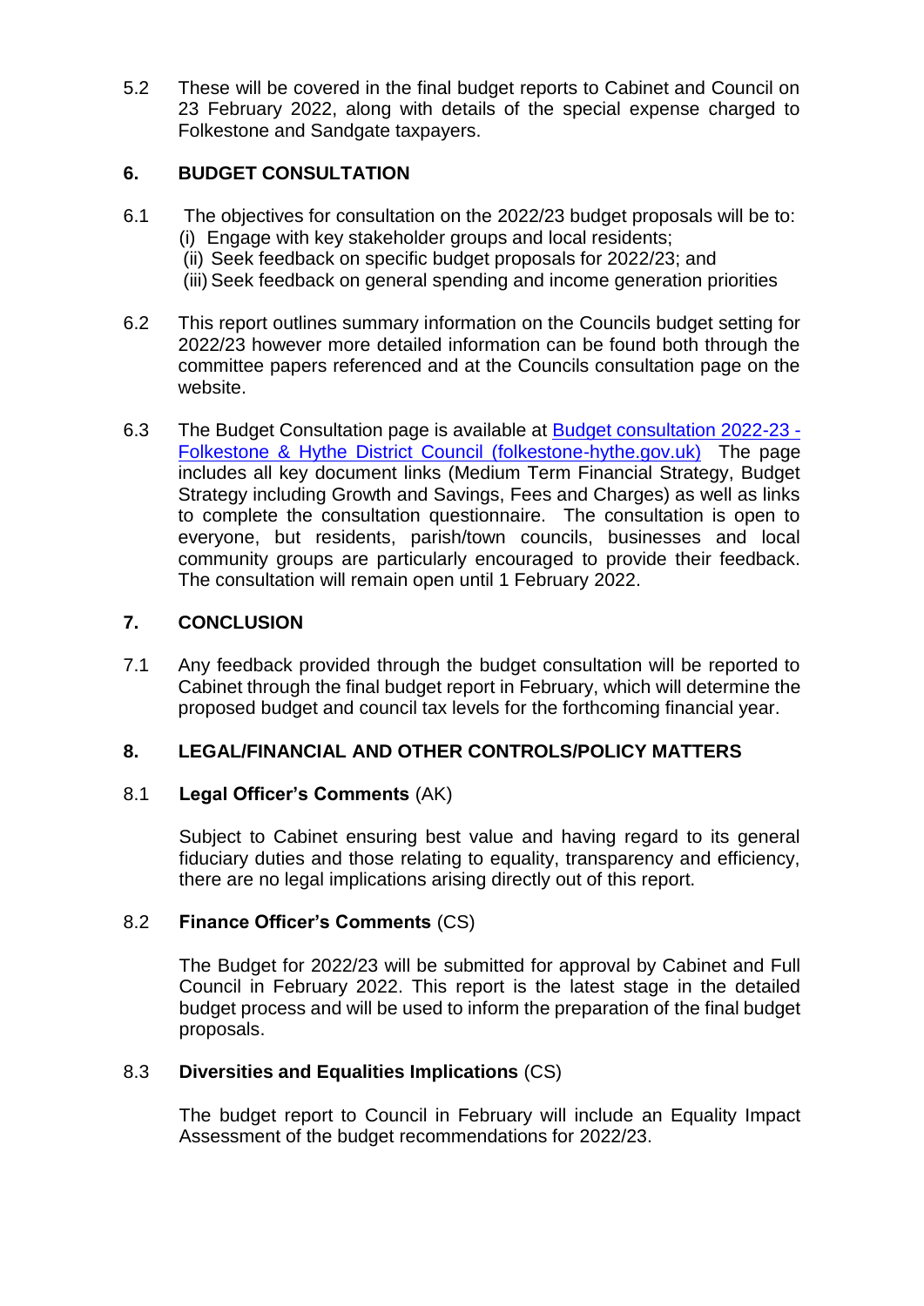5.2 These will be covered in the final budget reports to Cabinet and Council on 23 February 2022, along with details of the special expense charged to Folkestone and Sandgate taxpayers.

## 6. BUDGET CONSULTATION

6.1 The objectives for consultation on the 2022/23 budget proposals will be to:
- (i) Engage with key stakeholder groups and local residents;
- (ii) Seek feedback on specific budget proposals for 2022/23; and
- (iii) Seek feedback on general spending and income generation priorities

6.2 This report outlines summary information on the Councils budget setting for 2022/23 however more detailed information can be found both through the committee papers referenced and at the Councils consultation page on the website.

6.3 The Budget Consultation page is available at [Budget consultation 2022-23 - Folkestone & Hythe District Council (folkestone-hythe.gov.uk)](folkestone-hythe.gov.uk) The page includes all key document links (Medium Term Financial Strategy, Budget Strategy including Growth and Savings, Fees and Charges) as well as links to complete the consultation questionnaire. The consultation is open to everyone, but residents, parish/town councils, businesses and local community groups are particularly encouraged to provide their feedback. The consultation will remain open until 1 February 2022.

## 7. CONCLUSION

7.1 Any feedback provided through the budget consultation will be reported to Cabinet through the final budget report in February, which will determine the proposed budget and council tax levels for the forthcoming financial year.

## 8. LEGAL/FINANCIAL AND OTHER CONTROLS/POLICY MATTERS

### 8.1 **Legal Officer's Comments** (AK)

Subject to Cabinet ensuring best value and having regard to its general fiduciary duties and those relating to equality, transparency and efficiency, there are no legal implications arising directly out of this report.

### 8.2 **Finance Officer's Comments** (CS)

The Budget for 2022/23 will be submitted for approval by Cabinet and Full Council in February 2022. This report is the latest stage in the detailed budget process and will be used to inform the preparation of the final budget proposals.

### 8.3 **Diversities and Equalities Implications** (CS)

The budget report to Council in February will include an Equality Impact Assessment of the budget recommendations for 2022/23.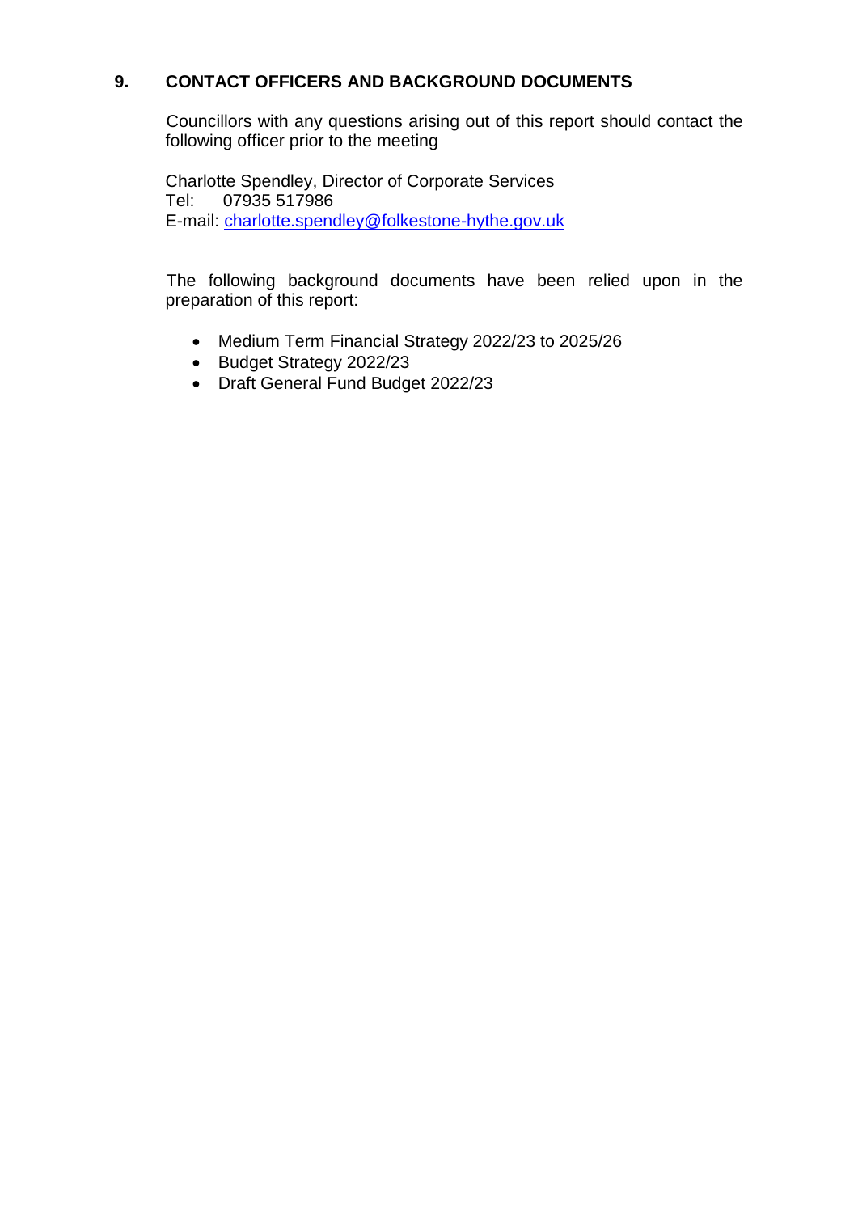## 9. CONTACT OFFICERS AND BACKGROUND DOCUMENTS

Councillors with any questions arising out of this report should contact the following officer prior to the meeting

Charlotte Spendley, Director of Corporate Services
Tel: 07935 517986
E-mail: charlotte.spendley@folkestone-hythe.gov.uk

The following background documents have been relied upon in the preparation of this report:

- Medium Term Financial Strategy 2022/23 to 2025/26
- Budget Strategy 2022/23
- Draft General Fund Budget 2022/23